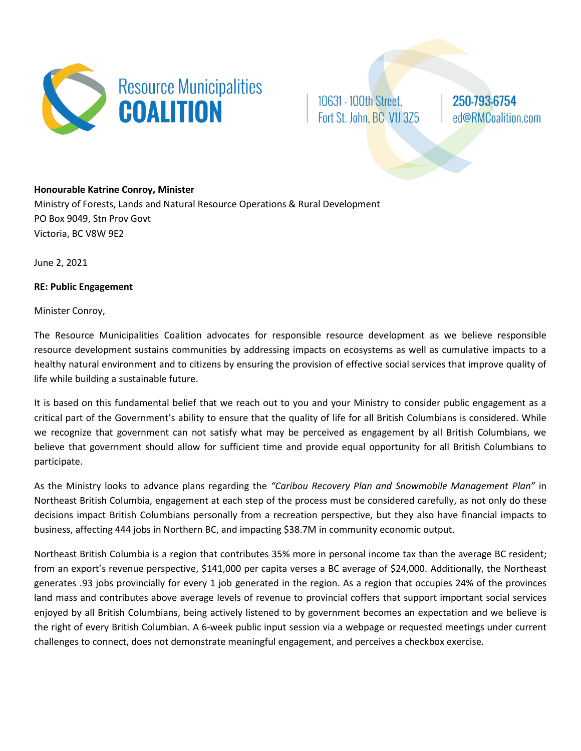Resource Municipalities **COALITION**

10631 - 100th Street,
Fort St. John, BC V1J 3Z5

**250-793-6754**
ed@RMCoalition.com

**Honourable Katrine Conroy, Minister**
Ministry of Forests, Lands and Natural Resource Operations & Rural Development
PO Box 9049, Stn Prov Govt
Victoria, BC V8W 9E2

June 2, 2021

**RE: Public Engagement**

Minister Conroy,

The Resource Municipalities Coalition advocates for responsible resource development as we believe responsible resource development sustains communities by addressing impacts on ecosystems as well as cumulative impacts to a healthy natural environment and to citizens by ensuring the provision of effective social services that improve quality of life while building a sustainable future.

It is based on this fundamental belief that we reach out to you and your Ministry to consider public engagement as a critical part of the Government's ability to ensure that the quality of life for all British Columbians is considered. While we recognize that government can not satisfy what may be perceived as engagement by all British Columbians, we believe that government should allow for sufficient time and provide equal opportunity for all British Columbians to participate.

As the Ministry looks to advance plans regarding the *"Caribou Recovery Plan and Snowmobile Management Plan"* in Northeast British Columbia, engagement at each step of the process must be considered carefully, as not only do these decisions impact British Columbians personally from a recreation perspective, but they also have financial impacts to business, affecting 444 jobs in Northern BC, and impacting $38.7M in community economic output.

Northeast British Columbia is a region that contributes 35% more in personal income tax than the average BC resident; from an export's revenue perspective, $141,000 per capita verses a BC average of $24,000. Additionally, the Northeast generates .93 jobs provincially for every 1 job generated in the region. As a region that occupies 24% of the provinces land mass and contributes above average levels of revenue to provincial coffers that support important social services enjoyed by all British Columbians, being actively listened to by government becomes an expectation and we believe is the right of every British Columbian. A 6-week public input session via a webpage or requested meetings under current challenges to connect, does not demonstrate meaningful engagement, and perceives a checkbox exercise.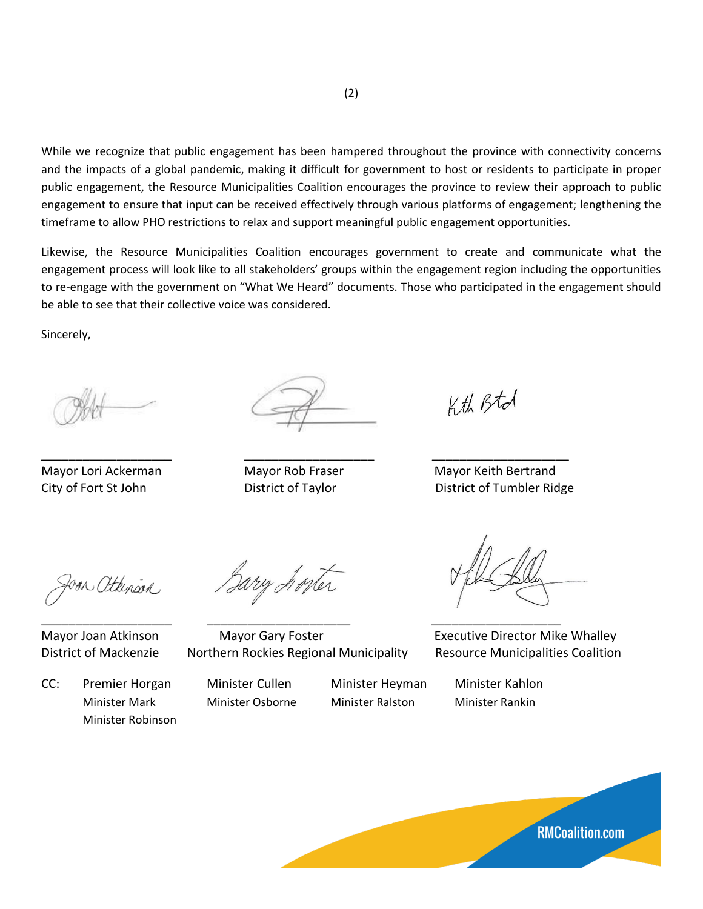While we recognize that public engagement has been hampered throughout the province with connectivity concerns and the impacts of a global pandemic, making it difficult for government to host or residents to participate in proper public engagement, the Resource Municipalities Coalition encourages the province to review their approach to public engagement to ensure that input can be received effectively through various platforms of engagement; lengthening the timeframe to allow PHO restrictions to relax and support meaningful public engagement opportunities.

Likewise, the Resource Municipalities Coalition encourages government to create and communicate what the engagement process will look like to all stakeholders' groups within the engagement region including the opportunities to re-engage with the government on "What We Heard" documents. Those who participated in the engagement should be able to see that their collective voice was considered.

Sincerely,

Mayor Lori Ackerman
City of Fort St John

Mayor Rob Fraser
District of Taylor

Mayor Keith Bertrand
District of Tumbler Ridge

Mayor Joan Atkinson
District of Mackenzie

Mayor Gary Foster
Northern Rockies Regional Municipality

Executive Director Mike Whalley
Resource Municipalities Coalition

CC: Premier Horgan, Minister Cullen, Minister Heyman, Minister Kahlon, Minister Mark, Minister Osborne, Minister Ralston, Minister Rankin, Minister Robinson

RMCoalition.com